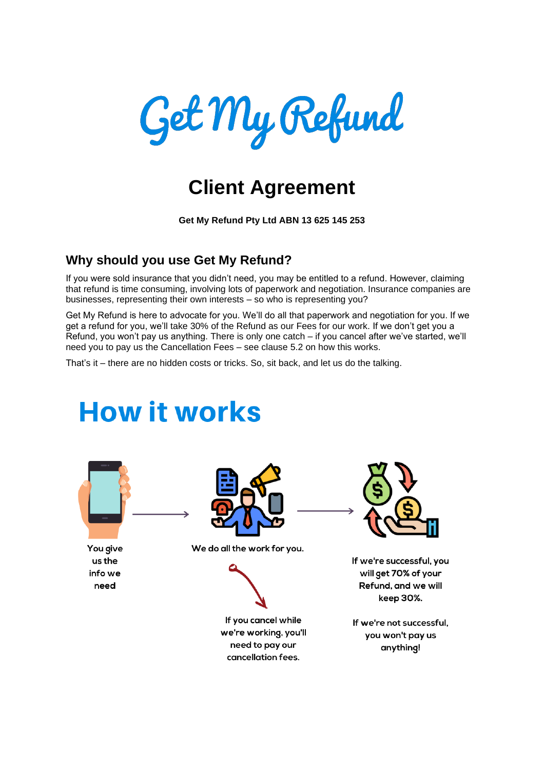# Get My Refund

# Client Agreement

**Get My Refund Pty Ltd ABN 13 625 145 253**

## Why should you use Get My Refund?

If you were sold insurance that you didn't need, you may be entitled to a refund. However, claiming that refund is time consuming, involving lots of paperwork and negotiation. Insurance companies are businesses, representing their own interests – so who is representing you?

Get My Refund is here to advocate for you. We'll do all that paperwork and negotiation for you. If we get a refund for you, we'll take 30% of the Refund as our Fees for our work. If we don't get you a Refund, you won't pay us anything. There is only one catch – if you cancel after we've started, we'll need you to pay us the Cancellation Fees – see clause 5.2 on how this works.

That's it – there are no hidden costs or tricks. So, sit back, and let us do the talking.

## How it works

You give us the info we need

We do all the work for you.

If you cancel while we're working, you'll need to pay our cancellation fees.

If we're successful, you will get 70% of your Refund, and we will keep 30%.

If we're not successful, you won't pay us anything!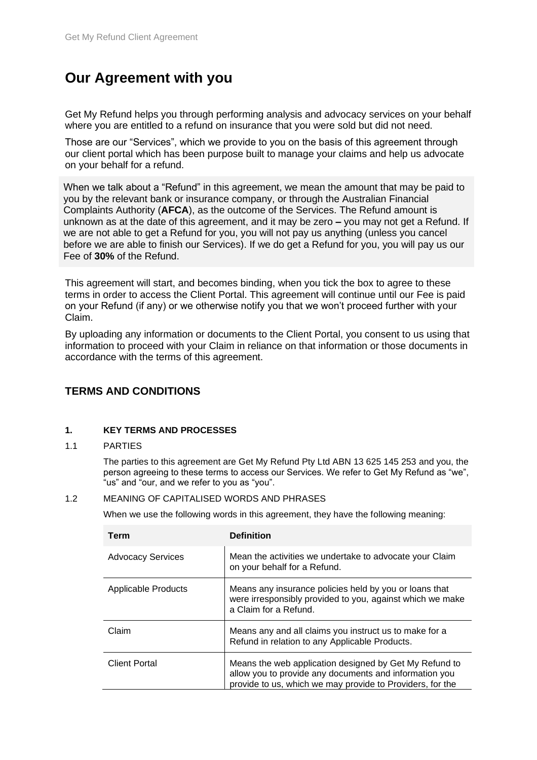# Our Agreement with you

Get My Refund helps you through performing analysis and advocacy services on your behalf where you are entitled to a refund on insurance that you were sold but did not need.

Those are our "Services", which we provide to you on the basis of this agreement through our client portal which has been purpose built to manage your claims and help us advocate on your behalf for a refund.

When we talk about a "Refund" in this agreement, we mean the amount that may be paid to you by the relevant bank or insurance company, or through the Australian Financial Complaints Authority (**AFCA**), as the outcome of the Services. The Refund amount is unknown as at the date of this agreement, and it may be zero **–** you may not get a Refund. If we are not able to get a Refund for you, you will not pay us anything (unless you cancel before we are able to finish our Services). If we do get a Refund for you, you will pay us our Fee of **30%** of the Refund.

This agreement will start, and becomes binding, when you tick the box to agree to these terms in order to access the Client Portal. This agreement will continue until our Fee is paid on your Refund (if any) or we otherwise notify you that we won't proceed further with your Claim.

By uploading any information or documents to the Client Portal, you consent to us using that information to proceed with your Claim in reliance on that information or those documents in accordance with the terms of this agreement.

## TERMS AND CONDITIONS

### 1. KEY TERMS AND PROCESSES

1.1 PARTIES

The parties to this agreement are Get My Refund Pty Ltd ABN 13 625 145 253 and you, the person agreeing to these terms to access our Services. We refer to Get My Refund as "we", "us" and "our, and we refer to you as "you".

1.2 MEANING OF CAPITALISED WORDS AND PHRASES

When we use the following words in this agreement, they have the following meaning:

| Term | Definition |
|---|---|
| Advocacy Services | Mean the activities we undertake to advocate your Claim on your behalf for a Refund. |
| Applicable Products | Means any insurance policies held by you or loans that were irresponsibly provided to you, against which we make a Claim for a Refund. |
| Claim | Means any and all claims you instruct us to make for a Refund in relation to any Applicable Products. |
| Client Portal | Means the web application designed by Get My Refund to allow you to provide any documents and information you provide to us, which we may provide to Providers, for the |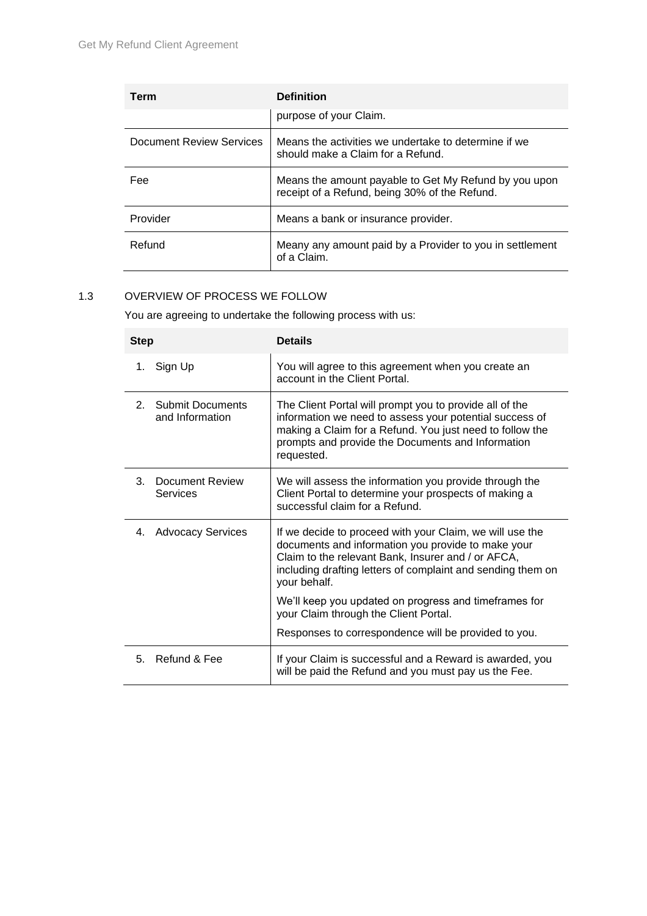| Term | Definition |
| --- | --- |
| | purpose of your Claim. |
| Document Review Services | Means the activities we undertake to determine if we should make a Claim for a Refund. |
| Fee | Means the amount payable to Get My Refund by you upon receipt of a Refund, being 30% of the Refund. |
| Provider | Means a bank or insurance provider. |
| Refund | Meany any amount paid by a Provider to you in settlement of a Claim. |

### 1.3 OVERVIEW OF PROCESS WE FOLLOW

You are agreeing to undertake the following process with us:

| Step | Details |
| --- | --- |
| 1. Sign Up | You will agree to this agreement when you create an account in the Client Portal. |
| 2. Submit Documents and Information | The Client Portal will prompt you to provide all of the information we need to assess your potential success of making a Claim for a Refund. You just need to follow the prompts and provide the Documents and Information requested. |
| 3. Document Review Services | We will assess the information you provide through the Client Portal to determine your prospects of making a successful claim for a Refund. |
| 4. Advocacy Services | If we decide to proceed with your Claim, we will use the documents and information you provide to make your Claim to the relevant Bank, Insurer and / or AFCA, including drafting letters of complaint and sending them on your behalf.<br><br>We'll keep you updated on progress and timeframes for your Claim through the Client Portal.<br><br>Responses to correspondence will be provided to you. |
| 5. Refund & Fee | If your Claim is successful and a Reward is awarded, you will be paid the Refund and you must pay us the Fee. |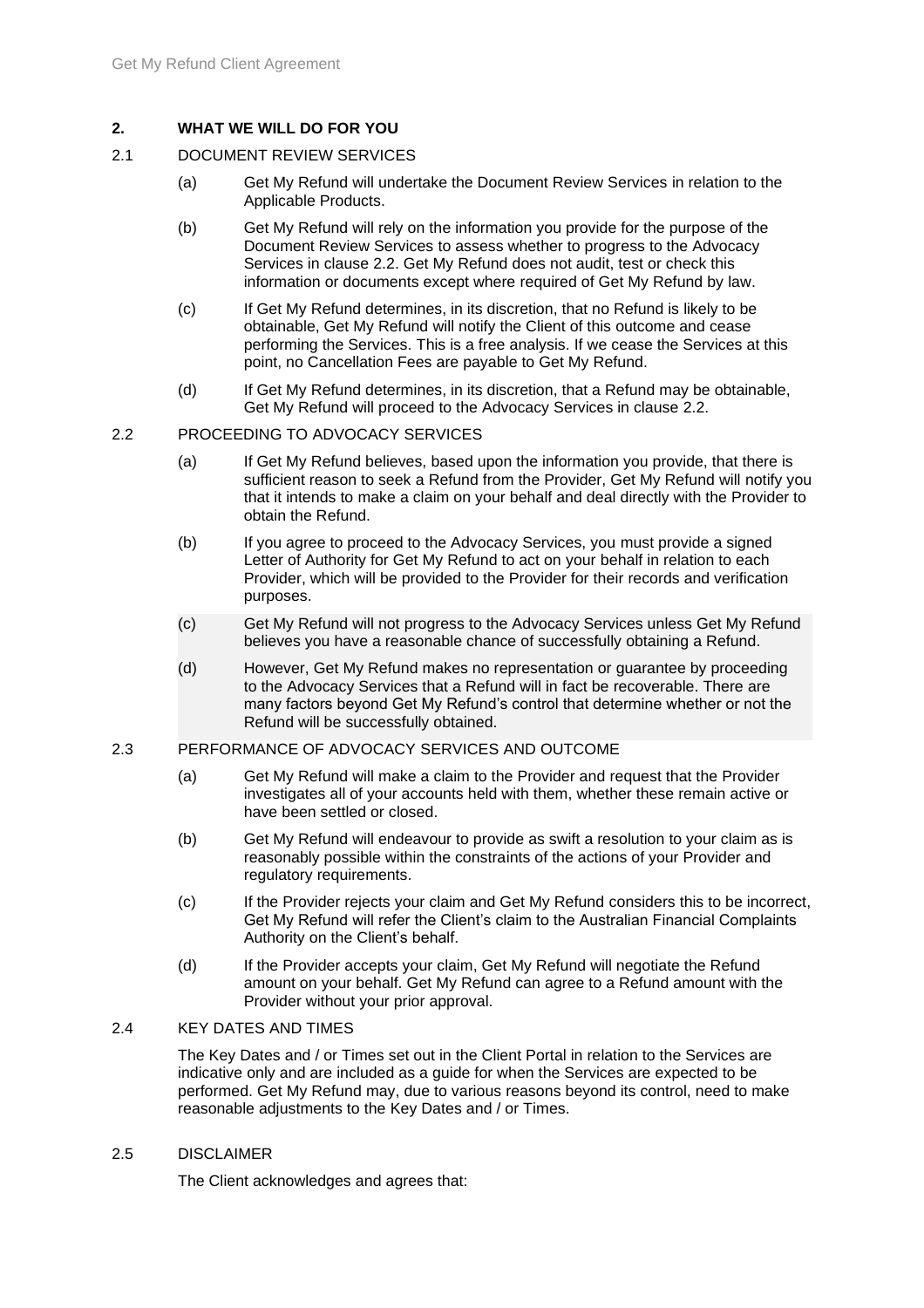## 2. WHAT WE WILL DO FOR YOU

### 2.1 DOCUMENT REVIEW SERVICES

(a) Get My Refund will undertake the Document Review Services in relation to the Applicable Products.

(b) Get My Refund will rely on the information you provide for the purpose of the Document Review Services to assess whether to progress to the Advocacy Services in clause 2.2. Get My Refund does not audit, test or check this information or documents except where required of Get My Refund by law.

(c) If Get My Refund determines, in its discretion, that no Refund is likely to be obtainable, Get My Refund will notify the Client of this outcome and cease performing the Services. This is a free analysis. If we cease the Services at this point, no Cancellation Fees are payable to Get My Refund.

(d) If Get My Refund determines, in its discretion, that a Refund may be obtainable, Get My Refund will proceed to the Advocacy Services in clause 2.2.

### 2.2 PROCEEDING TO ADVOCACY SERVICES

(a) If Get My Refund believes, based upon the information you provide, that there is sufficient reason to seek a Refund from the Provider, Get My Refund will notify you that it intends to make a claim on your behalf and deal directly with the Provider to obtain the Refund.

(b) If you agree to proceed to the Advocacy Services, you must provide a signed Letter of Authority for Get My Refund to act on your behalf in relation to each Provider, which will be provided to the Provider for their records and verification purposes.

(c) Get My Refund will not progress to the Advocacy Services unless Get My Refund believes you have a reasonable chance of successfully obtaining a Refund.

(d) However, Get My Refund makes no representation or guarantee by proceeding to the Advocacy Services that a Refund will in fact be recoverable. There are many factors beyond Get My Refund's control that determine whether or not the Refund will be successfully obtained.

### 2.3 PERFORMANCE OF ADVOCACY SERVICES AND OUTCOME

(a) Get My Refund will make a claim to the Provider and request that the Provider investigates all of your accounts held with them, whether these remain active or have been settled or closed.

(b) Get My Refund will endeavour to provide as swift a resolution to your claim as is reasonably possible within the constraints of the actions of your Provider and regulatory requirements.

(c) If the Provider rejects your claim and Get My Refund considers this to be incorrect, Get My Refund will refer the Client's claim to the Australian Financial Complaints Authority on the Client's behalf.

(d) If the Provider accepts your claim, Get My Refund will negotiate the Refund amount on your behalf. Get My Refund can agree to a Refund amount with the Provider without your prior approval.

### 2.4 KEY DATES AND TIMES

The Key Dates and / or Times set out in the Client Portal in relation to the Services are indicative only and are included as a guide for when the Services are expected to be performed. Get My Refund may, due to various reasons beyond its control, need to make reasonable adjustments to the Key Dates and / or Times.

### 2.5 DISCLAIMER

The Client acknowledges and agrees that: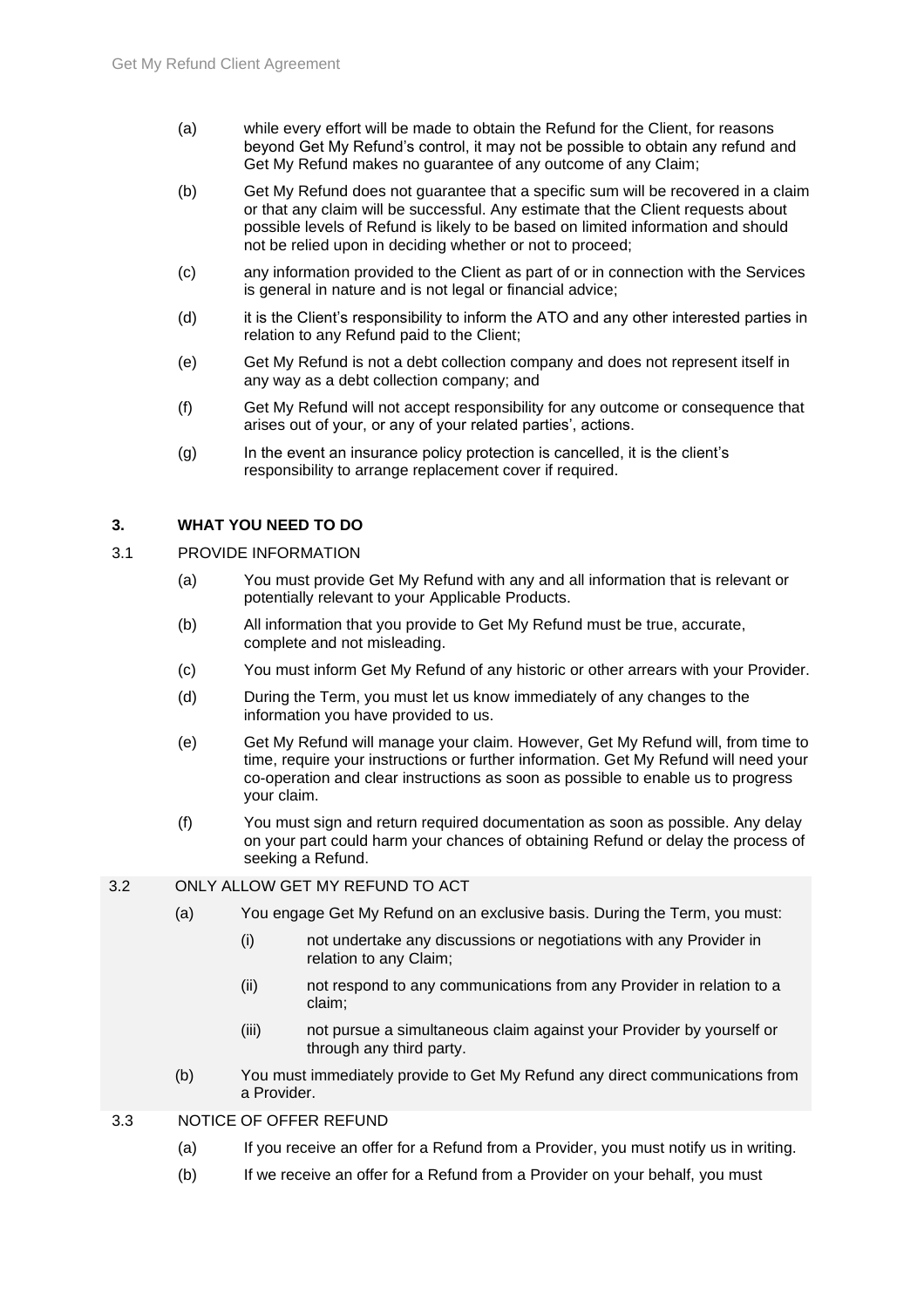(a) while every effort will be made to obtain the Refund for the Client, for reasons beyond Get My Refund's control, it may not be possible to obtain any refund and Get My Refund makes no guarantee of any outcome of any Claim;

(b) Get My Refund does not guarantee that a specific sum will be recovered in a claim or that any claim will be successful. Any estimate that the Client requests about possible levels of Refund is likely to be based on limited information and should not be relied upon in deciding whether or not to proceed;

(c) any information provided to the Client as part of or in connection with the Services is general in nature and is not legal or financial advice;

(d) it is the Client's responsibility to inform the ATO and any other interested parties in relation to any Refund paid to the Client;

(e) Get My Refund is not a debt collection company and does not represent itself in any way as a debt collection company; and

(f) Get My Refund will not accept responsibility for any outcome or consequence that arises out of your, or any of your related parties', actions.

(g) In the event an insurance policy protection is cancelled, it is the client's responsibility to arrange replacement cover if required.

## 3. WHAT YOU NEED TO DO

### 3.1 PROVIDE INFORMATION

(a) You must provide Get My Refund with any and all information that is relevant or potentially relevant to your Applicable Products.

(b) All information that you provide to Get My Refund must be true, accurate, complete and not misleading.

(c) You must inform Get My Refund of any historic or other arrears with your Provider.

(d) During the Term, you must let us know immediately of any changes to the information you have provided to us.

(e) Get My Refund will manage your claim. However, Get My Refund will, from time to time, require your instructions or further information. Get My Refund will need your co-operation and clear instructions as soon as possible to enable us to progress your claim.

(f) You must sign and return required documentation as soon as possible. Any delay on your part could harm your chances of obtaining Refund or delay the process of seeking a Refund.

### 3.2 ONLY ALLOW GET MY REFUND TO ACT

(a) You engage Get My Refund on an exclusive basis. During the Term, you must:

(i) not undertake any discussions or negotiations with any Provider in relation to any Claim;

(ii) not respond to any communications from any Provider in relation to a claim;

(iii) not pursue a simultaneous claim against your Provider by yourself or through any third party.

(b) You must immediately provide to Get My Refund any direct communications from a Provider.

### 3.3 NOTICE OF OFFER REFUND

(a) If you receive an offer for a Refund from a Provider, you must notify us in writing.

(b) If we receive an offer for a Refund from a Provider on your behalf, you must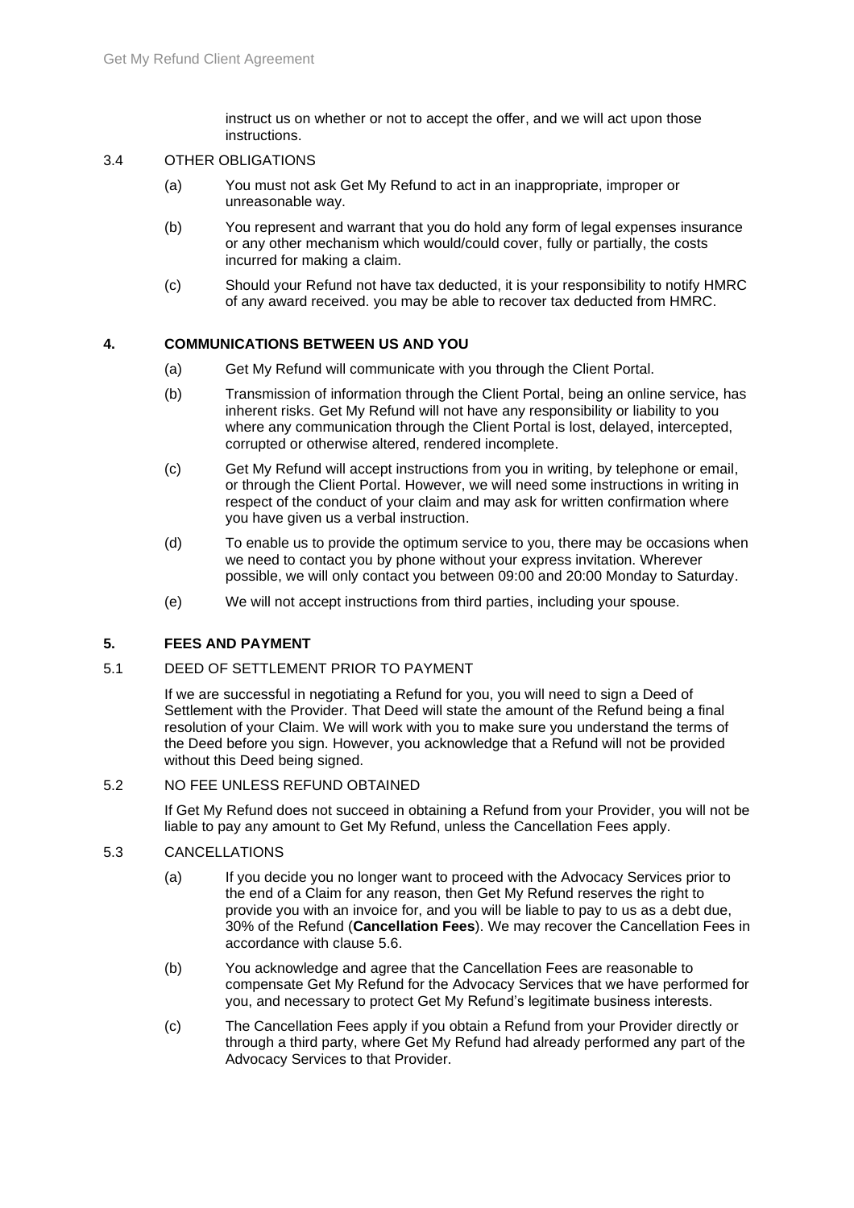instruct us on whether or not to accept the offer, and we will act upon those instructions.

3.4 OTHER OBLIGATIONS

(a) You must not ask Get My Refund to act in an inappropriate, improper or unreasonable way.

(b) You represent and warrant that you do hold any form of legal expenses insurance or any other mechanism which would/could cover, fully or partially, the costs incurred for making a claim.

(c) Should your Refund not have tax deducted, it is your responsibility to notify HMRC of any award received. you may be able to recover tax deducted from HMRC.

## 4. COMMUNICATIONS BETWEEN US AND YOU

(a) Get My Refund will communicate with you through the Client Portal.

(b) Transmission of information through the Client Portal, being an online service, has inherent risks. Get My Refund will not have any responsibility or liability to you where any communication through the Client Portal is lost, delayed, intercepted, corrupted or otherwise altered, rendered incomplete.

(c) Get My Refund will accept instructions from you in writing, by telephone or email, or through the Client Portal. However, we will need some instructions in writing in respect of the conduct of your claim and may ask for written confirmation where you have given us a verbal instruction.

(d) To enable us to provide the optimum service to you, there may be occasions when we need to contact you by phone without your express invitation. Wherever possible, we will only contact you between 09:00 and 20:00 Monday to Saturday.

(e) We will not accept instructions from third parties, including your spouse.

## 5. FEES AND PAYMENT

5.1 DEED OF SETTLEMENT PRIOR TO PAYMENT

If we are successful in negotiating a Refund for you, you will need to sign a Deed of Settlement with the Provider. That Deed will state the amount of the Refund being a final resolution of your Claim. We will work with you to make sure you understand the terms of the Deed before you sign. However, you acknowledge that a Refund will not be provided without this Deed being signed.

5.2 NO FEE UNLESS REFUND OBTAINED

If Get My Refund does not succeed in obtaining a Refund from your Provider, you will not be liable to pay any amount to Get My Refund, unless the Cancellation Fees apply.

5.3 CANCELLATIONS

(a) If you decide you no longer want to proceed with the Advocacy Services prior to the end of a Claim for any reason, then Get My Refund reserves the right to provide you with an invoice for, and you will be liable to pay to us as a debt due, 30% of the Refund (**Cancellation Fees**). We may recover the Cancellation Fees in accordance with clause 5.6.

(b) You acknowledge and agree that the Cancellation Fees are reasonable to compensate Get My Refund for the Advocacy Services that we have performed for you, and necessary to protect Get My Refund's legitimate business interests.

(c) The Cancellation Fees apply if you obtain a Refund from your Provider directly or through a third party, where Get My Refund had already performed any part of the Advocacy Services to that Provider.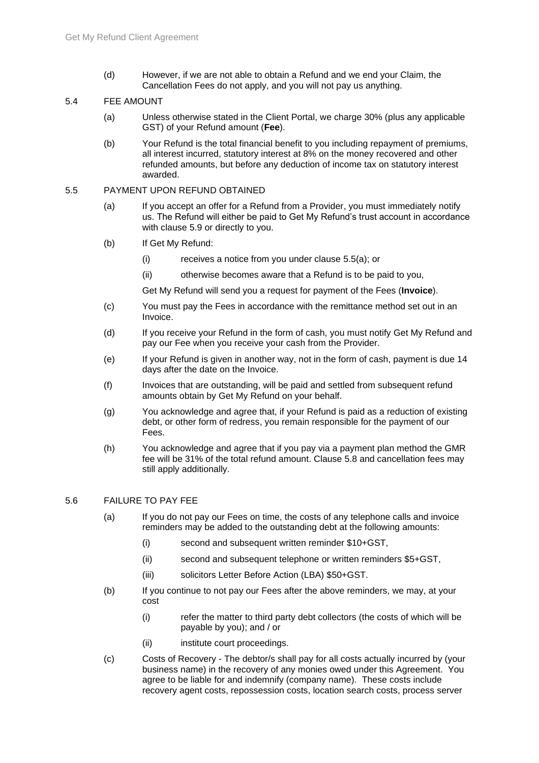(d) However, if we are not able to obtain a Refund and we end your Claim, the Cancellation Fees do not apply, and you will not pay us anything.

5.4 FEE AMOUNT

(a) Unless otherwise stated in the Client Portal, we charge 30% (plus any applicable GST) of your Refund amount (**Fee**).

(b) Your Refund is the total financial benefit to you including repayment of premiums, all interest incurred, statutory interest at 8% on the money recovered and other refunded amounts, but before any deduction of income tax on statutory interest awarded.

5.5 PAYMENT UPON REFUND OBTAINED

(a) If you accept an offer for a Refund from a Provider, you must immediately notify us. The Refund will either be paid to Get My Refund's trust account in accordance with clause 5.9 or directly to you.

(b) If Get My Refund:

(i) receives a notice from you under clause 5.5(a); or

(ii) otherwise becomes aware that a Refund is to be paid to you,

Get My Refund will send you a request for payment of the Fees (**Invoice**).

(c) You must pay the Fees in accordance with the remittance method set out in an Invoice.

(d) If you receive your Refund in the form of cash, you must notify Get My Refund and pay our Fee when you receive your cash from the Provider.

(e) If your Refund is given in another way, not in the form of cash, payment is due 14 days after the date on the Invoice.

(f) Invoices that are outstanding, will be paid and settled from subsequent refund amounts obtain by Get My Refund on your behalf.

(g) You acknowledge and agree that, if your Refund is paid as a reduction of existing debt, or other form of redress, you remain responsible for the payment of our Fees.

(h) You acknowledge and agree that if you pay via a payment plan method the GMR fee will be 31% of the total refund amount. Clause 5.8 and cancellation fees may still apply additionally.

5.6 FAILURE TO PAY FEE

(a) If you do not pay our Fees on time, the costs of any telephone calls and invoice reminders may be added to the outstanding debt at the following amounts:

(i) second and subsequent written reminder $10+GST,

(ii) second and subsequent telephone or written reminders $5+GST,

(iii) solicitors Letter Before Action (LBA) $50+GST.

(b) If you continue to not pay our Fees after the above reminders, we may, at your cost

(i) refer the matter to third party debt collectors (the costs of which will be payable by you); and / or

(ii) institute court proceedings.

(c) Costs of Recovery - The debtor/s shall pay for all costs actually incurred by (your business name) in the recovery of any monies owed under this Agreement. You agree to be liable for and indemnify (company name). These costs include recovery agent costs, repossession costs, location search costs, process server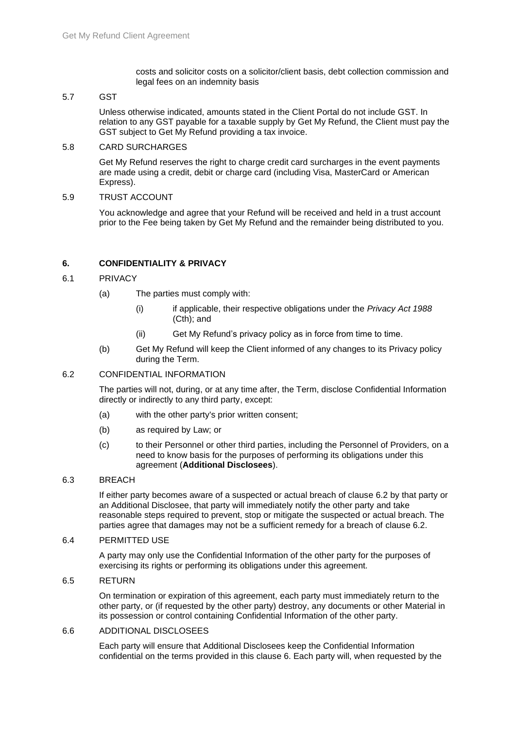costs and solicitor costs on a solicitor/client basis, debt collection commission and legal fees on an indemnity basis

5.7 GST

Unless otherwise indicated, amounts stated in the Client Portal do not include GST. In relation to any GST payable for a taxable supply by Get My Refund, the Client must pay the GST subject to Get My Refund providing a tax invoice.

5.8 CARD SURCHARGES

Get My Refund reserves the right to charge credit card surcharges in the event payments are made using a credit, debit or charge card (including Visa, MasterCard or American Express).

5.9 TRUST ACCOUNT

You acknowledge and agree that your Refund will be received and held in a trust account prior to the Fee being taken by Get My Refund and the remainder being distributed to you.

## 6. CONFIDENTIALITY & PRIVACY

6.1 PRIVACY

(a) The parties must comply with:

(i) if applicable, their respective obligations under the *Privacy Act 1988* (Cth); and

(ii) Get My Refund's privacy policy as in force from time to time.

(b) Get My Refund will keep the Client informed of any changes to its Privacy policy during the Term.

6.2 CONFIDENTIAL INFORMATION

The parties will not, during, or at any time after, the Term, disclose Confidential Information directly or indirectly to any third party, except:

(a) with the other party's prior written consent;

(b) as required by Law; or

(c) to their Personnel or other third parties, including the Personnel of Providers, on a need to know basis for the purposes of performing its obligations under this agreement (**Additional Disclosees**).

6.3 BREACH

If either party becomes aware of a suspected or actual breach of clause 6.2 by that party or an Additional Disclosee, that party will immediately notify the other party and take reasonable steps required to prevent, stop or mitigate the suspected or actual breach. The parties agree that damages may not be a sufficient remedy for a breach of clause 6.2.

6.4 PERMITTED USE

A party may only use the Confidential Information of the other party for the purposes of exercising its rights or performing its obligations under this agreement.

6.5 RETURN

On termination or expiration of this agreement, each party must immediately return to the other party, or (if requested by the other party) destroy, any documents or other Material in its possession or control containing Confidential Information of the other party.

6.6 ADDITIONAL DISCLOSEES

Each party will ensure that Additional Disclosees keep the Confidential Information confidential on the terms provided in this clause 6. Each party will, when requested by the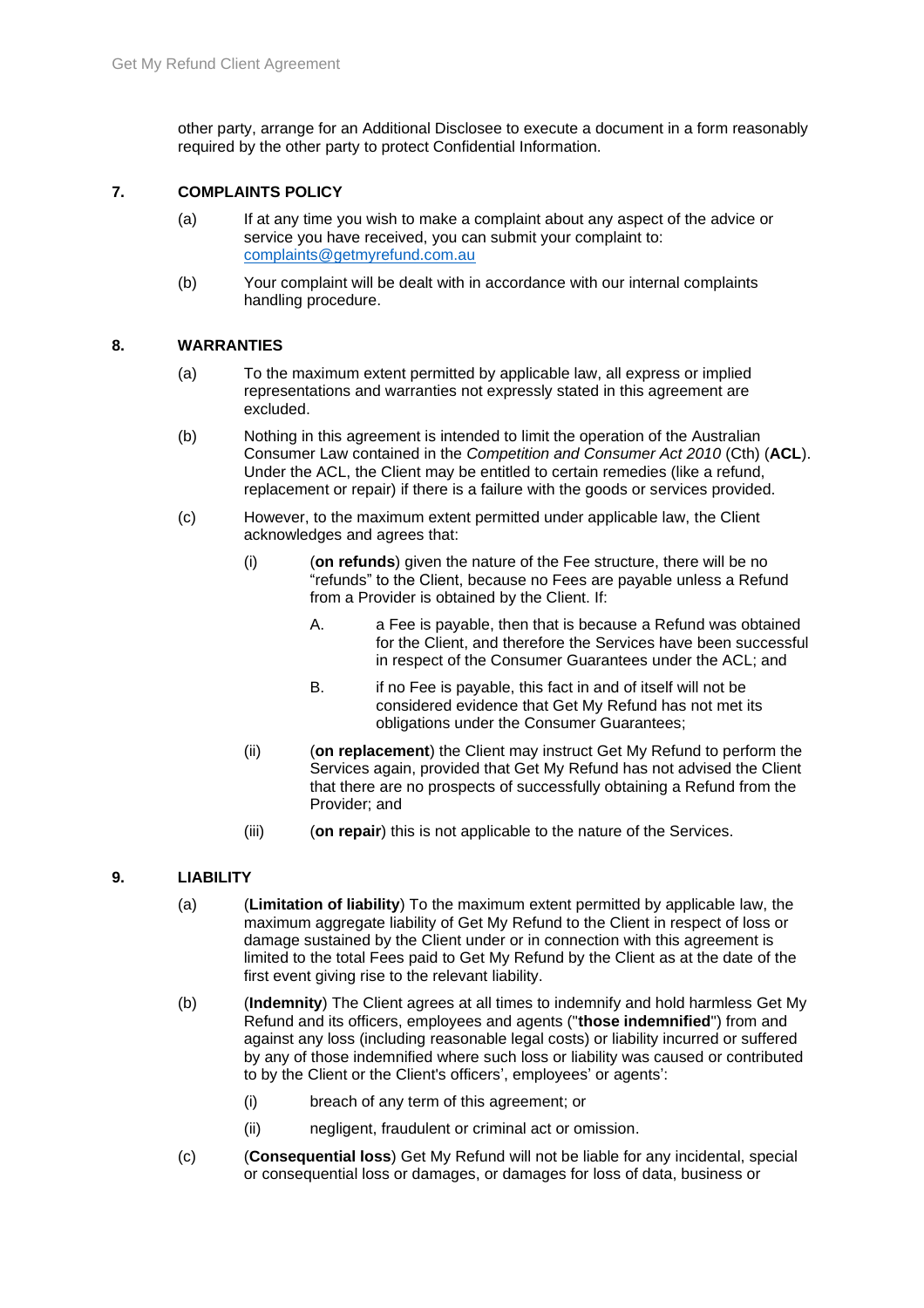other party, arrange for an Additional Disclosee to execute a document in a form reasonably required by the other party to protect Confidential Information.

## 7. COMPLAINTS POLICY

(a) If at any time you wish to make a complaint about any aspect of the advice or service you have received, you can submit your complaint to: complaints@getmyrefund.com.au

(b) Your complaint will be dealt with in accordance with our internal complaints handling procedure.

## 8. WARRANTIES

(a) To the maximum extent permitted by applicable law, all express or implied representations and warranties not expressly stated in this agreement are excluded.

(b) Nothing in this agreement is intended to limit the operation of the Australian Consumer Law contained in the *Competition and Consumer Act 2010* (Cth) (**ACL**). Under the ACL, the Client may be entitled to certain remedies (like a refund, replacement or repair) if there is a failure with the goods or services provided.

(c) However, to the maximum extent permitted under applicable law, the Client acknowledges and agrees that:

  (i) (**on refunds**) given the nature of the Fee structure, there will be no "refunds" to the Client, because no Fees are payable unless a Refund from a Provider is obtained by the Client. If:

    A. a Fee is payable, then that is because a Refund was obtained for the Client, and therefore the Services have been successful in respect of the Consumer Guarantees under the ACL; and

    B. if no Fee is payable, this fact in and of itself will not be considered evidence that Get My Refund has not met its obligations under the Consumer Guarantees;

  (ii) (**on replacement**) the Client may instruct Get My Refund to perform the Services again, provided that Get My Refund has not advised the Client that there are no prospects of successfully obtaining a Refund from the Provider; and

  (iii) (**on repair**) this is not applicable to the nature of the Services.

## 9. LIABILITY

(a) (**Limitation of liability**) To the maximum extent permitted by applicable law, the maximum aggregate liability of Get My Refund to the Client in respect of loss or damage sustained by the Client under or in connection with this agreement is limited to the total Fees paid to Get My Refund by the Client as at the date of the first event giving rise to the relevant liability.

(b) (**Indemnity**) The Client agrees at all times to indemnify and hold harmless Get My Refund and its officers, employees and agents ("**those indemnified**") from and against any loss (including reasonable legal costs) or liability incurred or suffered by any of those indemnified where such loss or liability was caused or contributed to by the Client or the Client's officers', employees' or agents':

  (i) breach of any term of this agreement; or

  (ii) negligent, fraudulent or criminal act or omission.

(c) (**Consequential loss**) Get My Refund will not be liable for any incidental, special or consequential loss or damages, or damages for loss of data, business or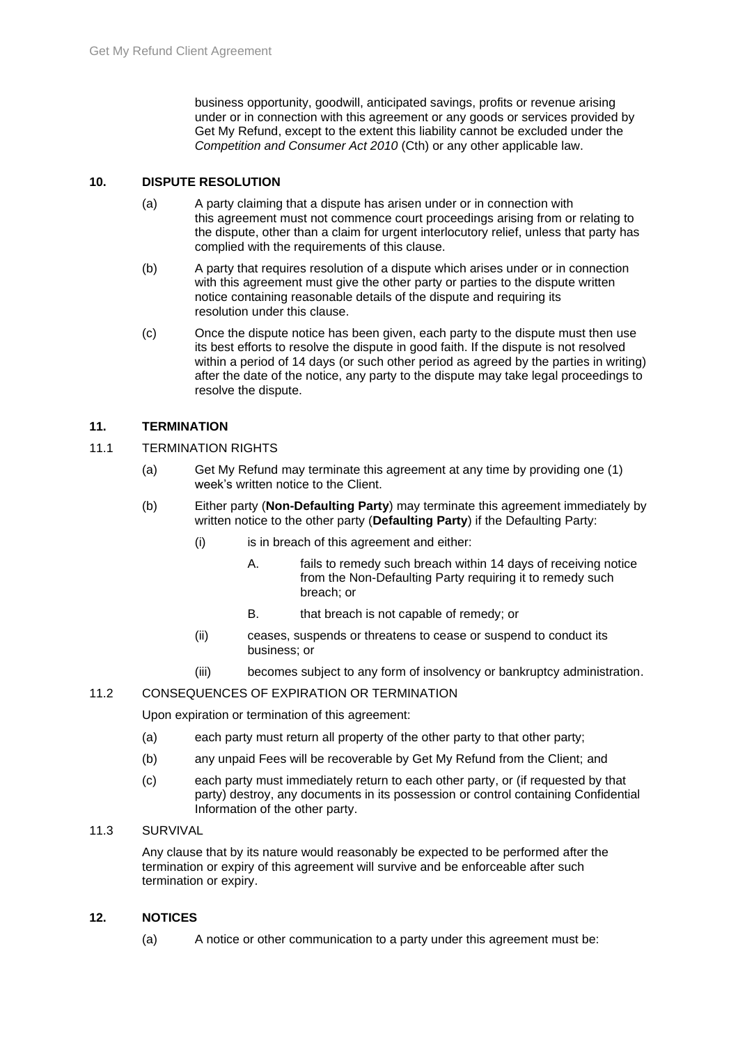business opportunity, goodwill, anticipated savings, profits or revenue arising under or in connection with this agreement or any goods or services provided by Get My Refund, except to the extent this liability cannot be excluded under the *Competition and Consumer Act 2010* (Cth) or any other applicable law.

## 10. DISPUTE RESOLUTION

(a) A party claiming that a dispute has arisen under or in connection with this agreement must not commence court proceedings arising from or relating to the dispute, other than a claim for urgent interlocutory relief, unless that party has complied with the requirements of this clause.

(b) A party that requires resolution of a dispute which arises under or in connection with this agreement must give the other party or parties to the dispute written notice containing reasonable details of the dispute and requiring its resolution under this clause.

(c) Once the dispute notice has been given, each party to the dispute must then use its best efforts to resolve the dispute in good faith. If the dispute is not resolved within a period of 14 days (or such other period as agreed by the parties in writing) after the date of the notice, any party to the dispute may take legal proceedings to resolve the dispute.

## 11. TERMINATION

### 11.1 TERMINATION RIGHTS

(a) Get My Refund may terminate this agreement at any time by providing one (1) week's written notice to the Client.

(b) Either party (**Non-Defaulting Party**) may terminate this agreement immediately by written notice to the other party (**Defaulting Party**) if the Defaulting Party:

  (i) is in breach of this agreement and either:

    A. fails to remedy such breach within 14 days of receiving notice from the Non-Defaulting Party requiring it to remedy such breach; or

    B. that breach is not capable of remedy; or

  (ii) ceases, suspends or threatens to cease or suspend to conduct its business; or

  (iii) becomes subject to any form of insolvency or bankruptcy administration.

### 11.2 CONSEQUENCES OF EXPIRATION OR TERMINATION

Upon expiration or termination of this agreement:

(a) each party must return all property of the other party to that other party;

(b) any unpaid Fees will be recoverable by Get My Refund from the Client; and

(c) each party must immediately return to each other party, or (if requested by that party) destroy, any documents in its possession or control containing Confidential Information of the other party.

### 11.3 SURVIVAL

Any clause that by its nature would reasonably be expected to be performed after the termination or expiry of this agreement will survive and be enforceable after such termination or expiry.

## 12. NOTICES

(a) A notice or other communication to a party under this agreement must be: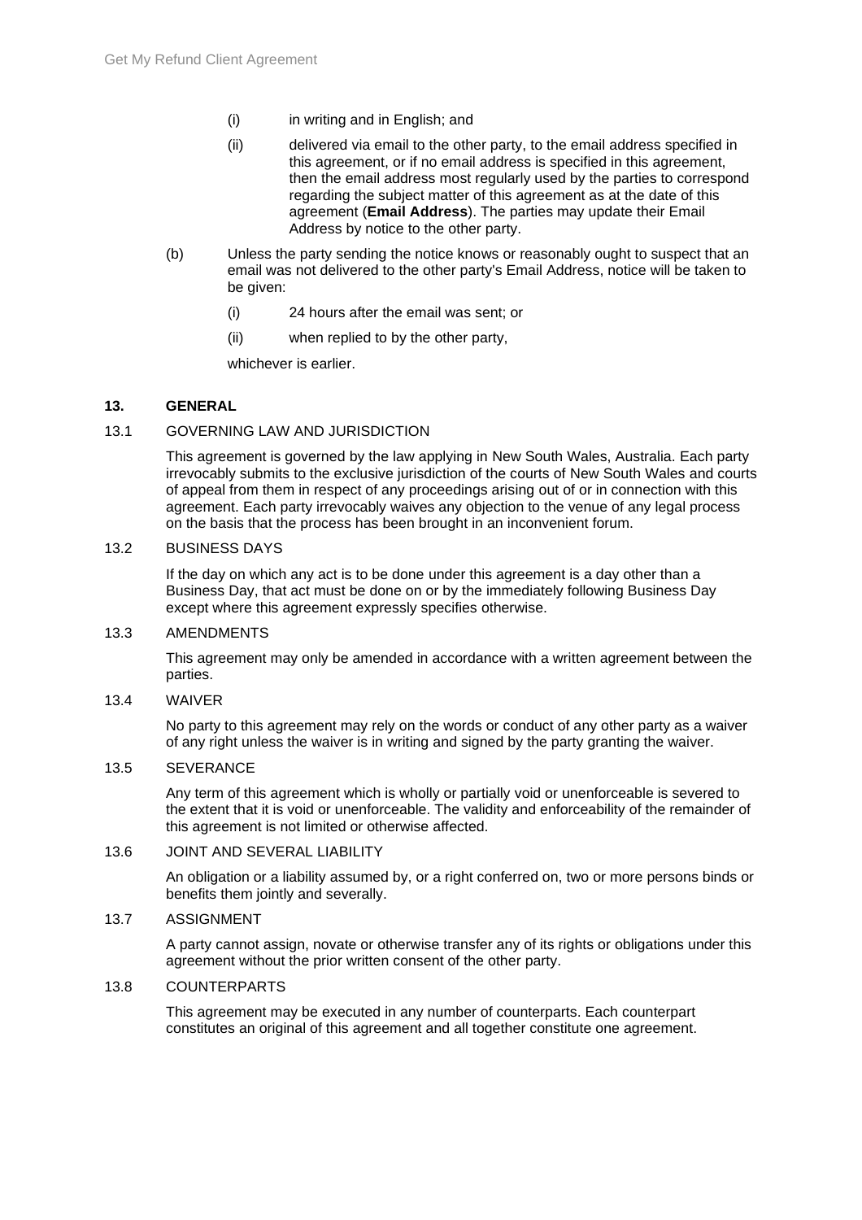(i) in writing and in English; and

(ii) delivered via email to the other party, to the email address specified in this agreement, or if no email address is specified in this agreement, then the email address most regularly used by the parties to correspond regarding the subject matter of this agreement as at the date of this agreement (**Email Address**). The parties may update their Email Address by notice to the other party.

(b) Unless the party sending the notice knows or reasonably ought to suspect that an email was not delivered to the other party's Email Address, notice will be taken to be given:

(i) 24 hours after the email was sent; or

(ii) when replied to by the other party,

whichever is earlier.

## 13. GENERAL

### 13.1 GOVERNING LAW AND JURISDICTION

This agreement is governed by the law applying in New South Wales, Australia. Each party irrevocably submits to the exclusive jurisdiction of the courts of New South Wales and courts of appeal from them in respect of any proceedings arising out of or in connection with this agreement. Each party irrevocably waives any objection to the venue of any legal process on the basis that the process has been brought in an inconvenient forum.

### 13.2 BUSINESS DAYS

If the day on which any act is to be done under this agreement is a day other than a Business Day, that act must be done on or by the immediately following Business Day except where this agreement expressly specifies otherwise.

### 13.3 AMENDMENTS

This agreement may only be amended in accordance with a written agreement between the parties.

### 13.4 WAIVER

No party to this agreement may rely on the words or conduct of any other party as a waiver of any right unless the waiver is in writing and signed by the party granting the waiver.

### 13.5 SEVERANCE

Any term of this agreement which is wholly or partially void or unenforceable is severed to the extent that it is void or unenforceable. The validity and enforceability of the remainder of this agreement is not limited or otherwise affected.

### 13.6 JOINT AND SEVERAL LIABILITY

An obligation or a liability assumed by, or a right conferred on, two or more persons binds or benefits them jointly and severally.

### 13.7 ASSIGNMENT

A party cannot assign, novate or otherwise transfer any of its rights or obligations under this agreement without the prior written consent of the other party.

### 13.8 COUNTERPARTS

This agreement may be executed in any number of counterparts. Each counterpart constitutes an original of this agreement and all together constitute one agreement.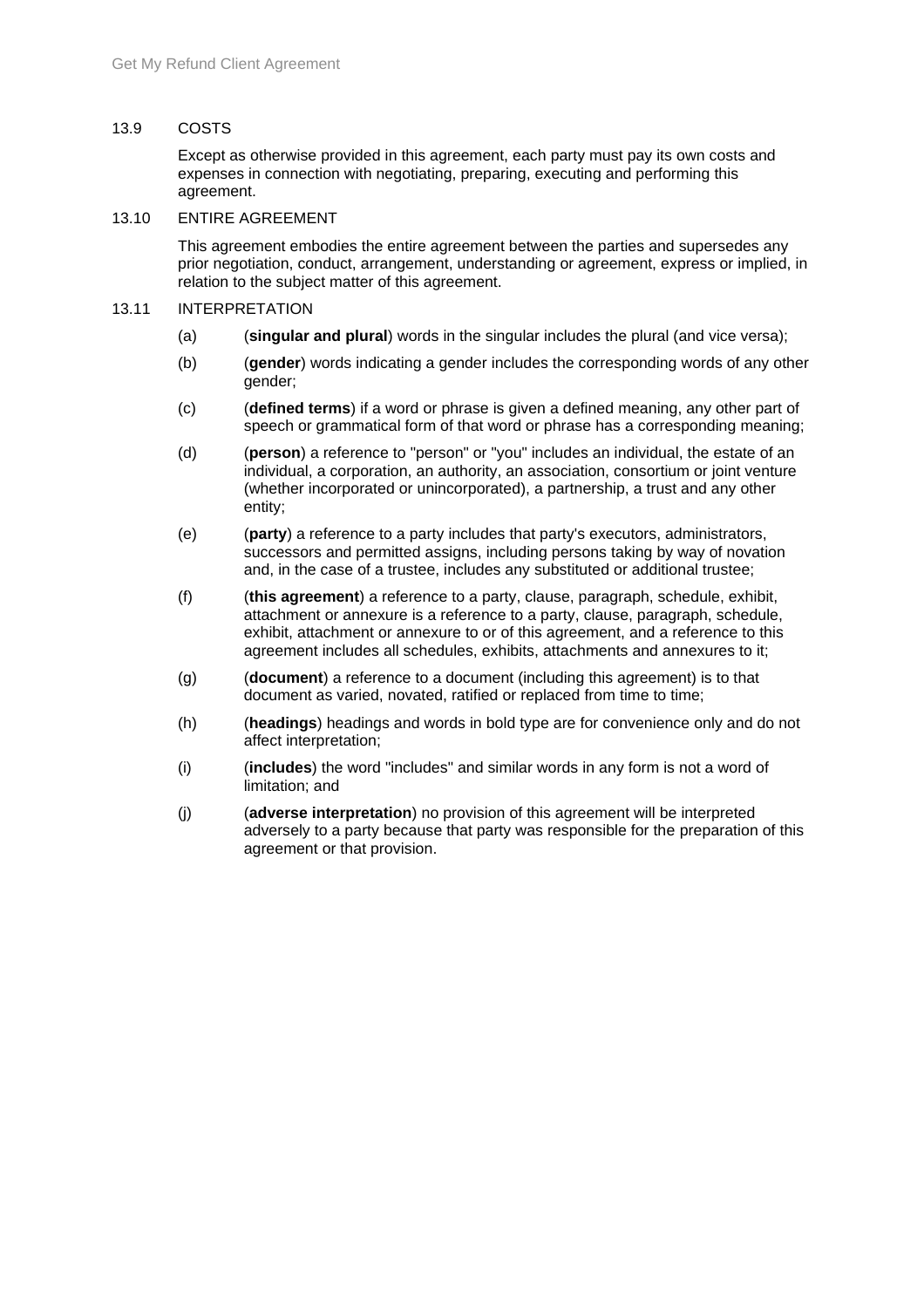### 13.9 COSTS

Except as otherwise provided in this agreement, each party must pay its own costs and expenses in connection with negotiating, preparing, executing and performing this agreement.

### 13.10 ENTIRE AGREEMENT

This agreement embodies the entire agreement between the parties and supersedes any prior negotiation, conduct, arrangement, understanding or agreement, express or implied, in relation to the subject matter of this agreement.

### 13.11 INTERPRETATION

(a) (**singular and plural**) words in the singular includes the plural (and vice versa);

(b) (**gender**) words indicating a gender includes the corresponding words of any other gender;

(c) (**defined terms**) if a word or phrase is given a defined meaning, any other part of speech or grammatical form of that word or phrase has a corresponding meaning;

(d) (**person**) a reference to "person" or "you" includes an individual, the estate of an individual, a corporation, an authority, an association, consortium or joint venture (whether incorporated or unincorporated), a partnership, a trust and any other entity;

(e) (**party**) a reference to a party includes that party's executors, administrators, successors and permitted assigns, including persons taking by way of novation and, in the case of a trustee, includes any substituted or additional trustee;

(f) (**this agreement**) a reference to a party, clause, paragraph, schedule, exhibit, attachment or annexure is a reference to a party, clause, paragraph, schedule, exhibit, attachment or annexure to or of this agreement, and a reference to this agreement includes all schedules, exhibits, attachments and annexures to it;

(g) (**document**) a reference to a document (including this agreement) is to that document as varied, novated, ratified or replaced from time to time;

(h) (**headings**) headings and words in bold type are for convenience only and do not affect interpretation;

(i) (**includes**) the word "includes" and similar words in any form is not a word of limitation; and

(j) (**adverse interpretation**) no provision of this agreement will be interpreted adversely to a party because that party was responsible for the preparation of this agreement or that provision.